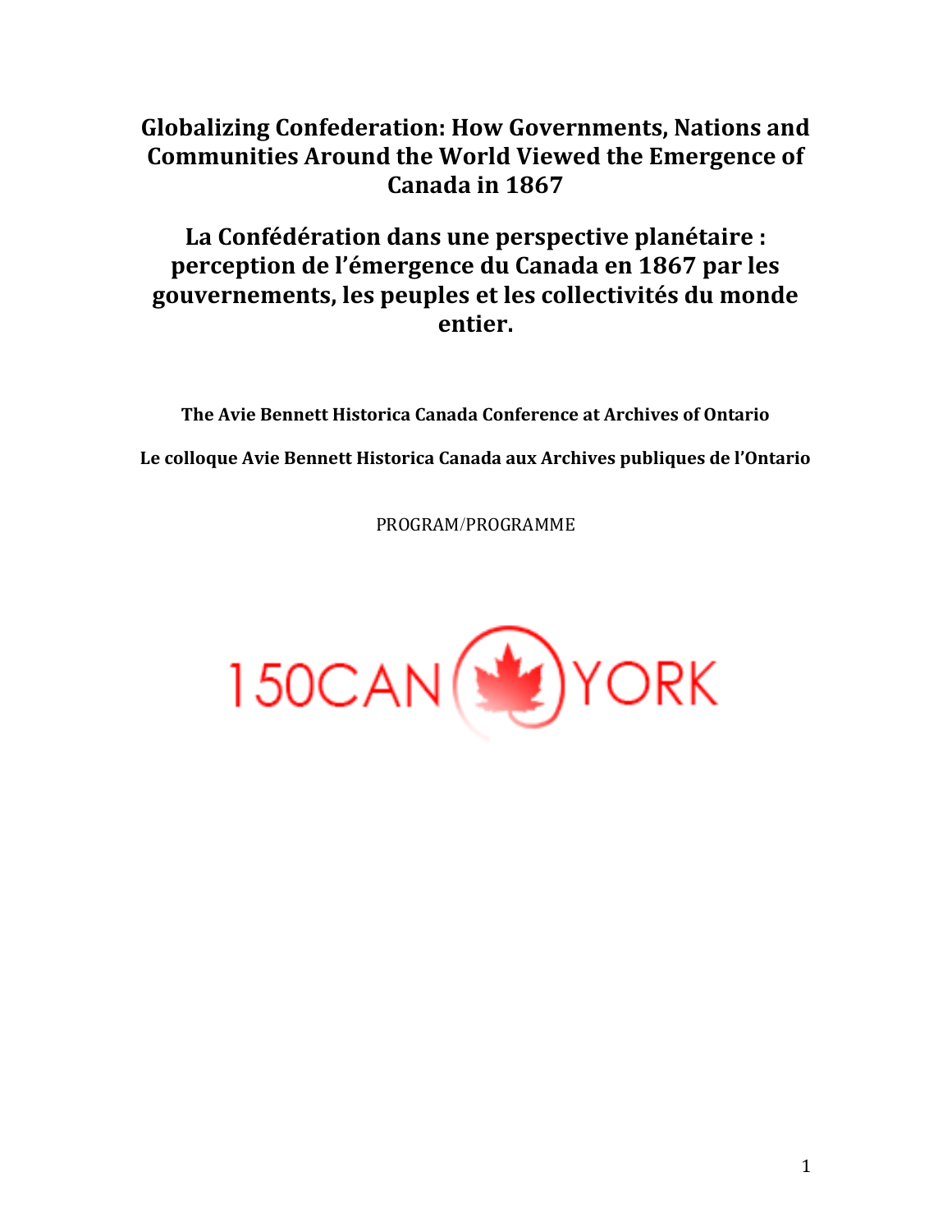# Globalizing Confederation: How Governments, Nations and Communities Around the World Viewed the Emergence of Canada in 1867

# La Confédération dans une perspective planétaire : perception de l'émergence du Canada en 1867 par les gouvernements, les peuples et les collectivités du monde entier.

**The Avie Bennett Historica Canada Conference at Archives of Ontario**

**Le colloque Avie Bennett Historica Canada aux Archives publiques de l'Ontario**

PROGRAM/PROGRAMME

150CAN YORK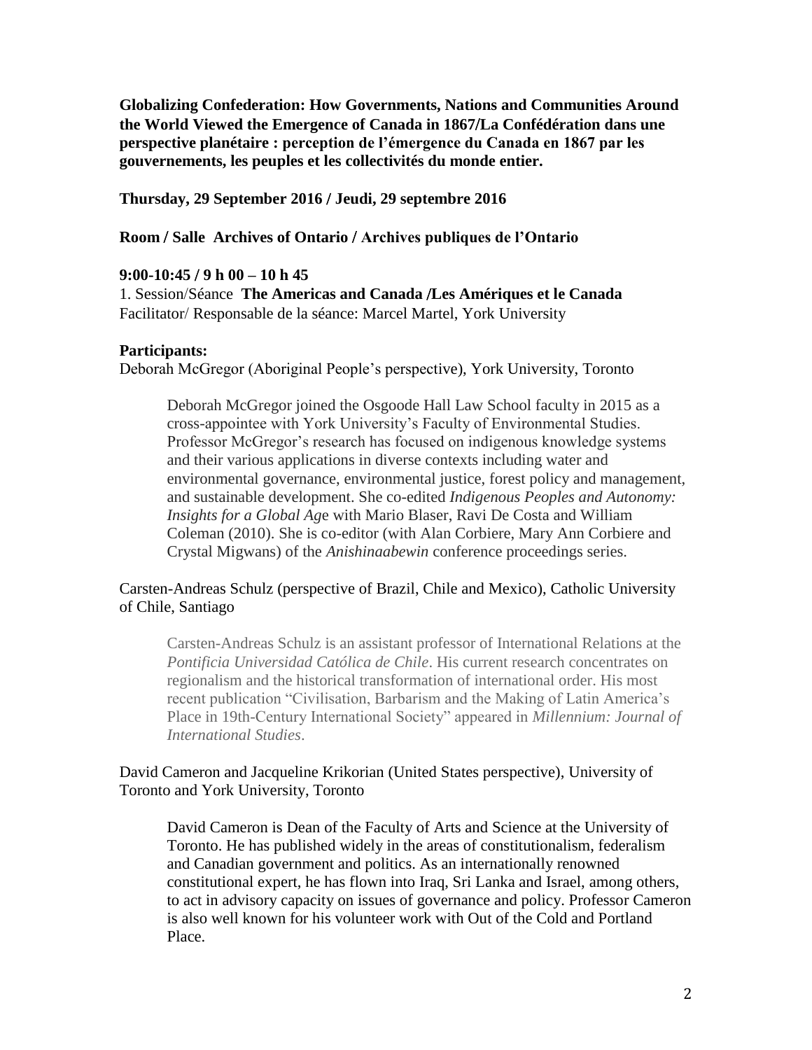**Globalizing Confederation: How Governments, Nations and Communities Around the World Viewed the Emergence of Canada in 1867/La Confédération dans une perspective planétaire : perception de l'émergence du Canada en 1867 par les gouvernements, les peuples et les collectivités du monde entier.**

**Thursday, 29 September 2016 / Jeudi, 29 septembre 2016**

**Room / Salle Archives of Ontario / Archives publiques de l'Ontario**

**9:00-10:45 / 9 h 00 – 10 h 45**

1. Session/Séance **The Americas and Canada /Les Amériques et le Canada**
Facilitator/ Responsable de la séance: Marcel Martel, York University

**Participants:**

Deborah McGregor (Aboriginal People's perspective), York University, Toronto

> Deborah McGregor joined the Osgoode Hall Law School faculty in 2015 as a cross-appointee with York University's Faculty of Environmental Studies. Professor McGregor's research has focused on indigenous knowledge systems and their various applications in diverse contexts including water and environmental governance, environmental justice, forest policy and management, and sustainable development. She co-edited *Indigenous Peoples and Autonomy: Insights for a Global Age* with Mario Blaser, Ravi De Costa and William Coleman (2010). She is co-editor (with Alan Corbiere, Mary Ann Corbiere and Crystal Migwans) of the *Anishinaabewin* conference proceedings series.

Carsten-Andreas Schulz (perspective of Brazil, Chile and Mexico), Catholic University of Chile, Santiago

> Carsten-Andreas Schulz is an assistant professor of International Relations at the *Pontificia Universidad Católica de Chile*. His current research concentrates on regionalism and the historical transformation of international order. His most recent publication "Civilisation, Barbarism and the Making of Latin America's Place in 19th-Century International Society" appeared in *Millennium: Journal of International Studies*.

David Cameron and Jacqueline Krikorian (United States perspective), University of Toronto and York University, Toronto

> David Cameron is Dean of the Faculty of Arts and Science at the University of Toronto. He has published widely in the areas of constitutionalism, federalism and Canadian government and politics. As an internationally renowned constitutional expert, he has flown into Iraq, Sri Lanka and Israel, among others, to act in advisory capacity on issues of governance and policy. Professor Cameron is also well known for his volunteer work with Out of the Cold and Portland Place.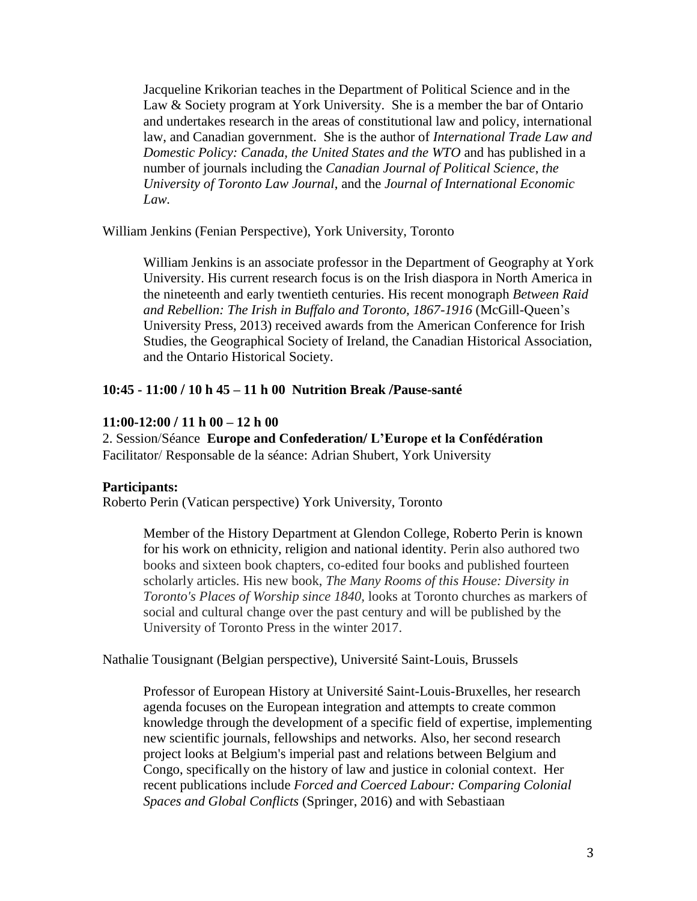> Jacqueline Krikorian teaches in the Department of Political Science and in the Law & Society program at York University. She is a member the bar of Ontario and undertakes research in the areas of constitutional law and policy, international law, and Canadian government. She is the author of *International Trade Law and Domestic Policy: Canada, the United States and the WTO* and has published in a number of journals including the *Canadian Journal of Political Science*, *the University of Toronto Law Journal*, and the *Journal of International Economic Law*.

William Jenkins (Fenian Perspective), York University, Toronto

> William Jenkins is an associate professor in the Department of Geography at York University. His current research focus is on the Irish diaspora in North America in the nineteenth and early twentieth centuries. His recent monograph *Between Raid and Rebellion: The Irish in Buffalo and Toronto, 1867-1916* (McGill-Queen's University Press, 2013) received awards from the American Conference for Irish Studies, the Geographical Society of Ireland, the Canadian Historical Association, and the Ontario Historical Society.

**10:45 - 11:00 / 10 h 45 – 11 h 00 Nutrition Break /Pause-santé**

**11:00-12:00 / 11 h 00 – 12 h 00**

2. Session/Séance **Europe and Confederation/ L'Europe et la Confédération**
Facilitator/ Responsable de la séance: Adrian Shubert, York University

**Participants:**

Roberto Perin (Vatican perspective) York University, Toronto

> Member of the History Department at Glendon College, Roberto Perin is known for his work on ethnicity, religion and national identity. Perin also authored two books and sixteen book chapters, co-edited four books and published fourteen scholarly articles. His new book, *The Many Rooms of this House: Diversity in Toronto's Places of Worship since 1840,* looks at Toronto churches as markers of social and cultural change over the past century and will be published by the University of Toronto Press in the winter 2017.

Nathalie Tousignant (Belgian perspective), Université Saint-Louis, Brussels

> Professor of European History at Université Saint-Louis-Bruxelles, her research agenda focuses on the European integration and attempts to create common knowledge through the development of a specific field of expertise, implementing new scientific journals, fellowships and networks. Also, her second research project looks at Belgium's imperial past and relations between Belgium and Congo, specifically on the history of law and justice in colonial context. Her recent publications include *Forced and Coerced Labour: Comparing Colonial Spaces and Global Conflicts* (Springer, 2016) and with Sebastiaan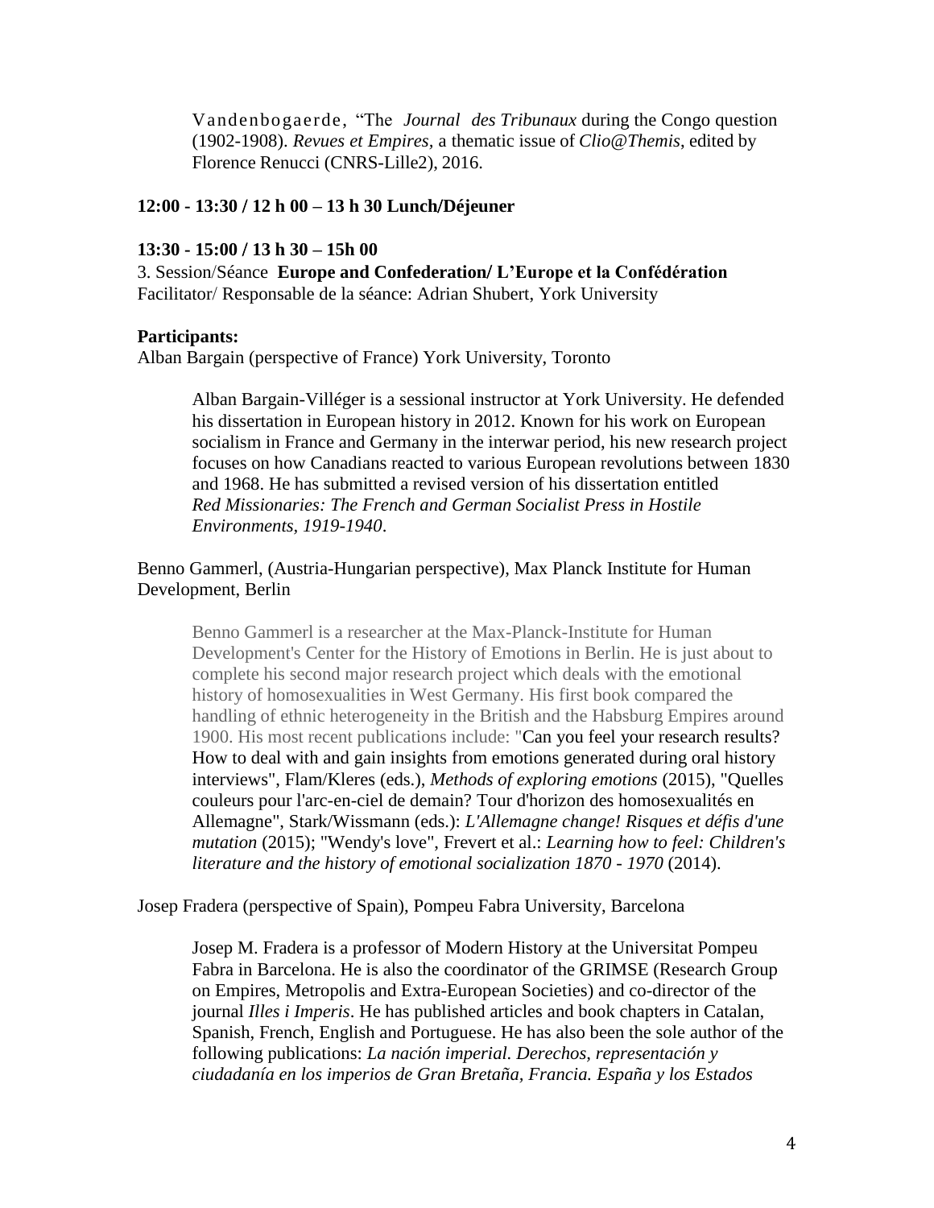Vandenbogaerde, "The *Journal des Tribunaux* during the Congo question (1902-1908). *Revues et Empires*, a thematic issue of *Clio@Themis*, edited by Florence Renucci (CNRS-Lille2), 2016.

**12:00 - 13:30 / 12 h 00 – 13 h 30 Lunch/Déjeuner**

**13:30 - 15:00 / 13 h 30 – 15h 00**

3. Session/Séance **Europe and Confederation/ L'Europe et la Confédération**
Facilitator/ Responsable de la séance: Adrian Shubert, York University

**Participants:**

Alban Bargain (perspective of France) York University, Toronto

> Alban Bargain-Villéger is a sessional instructor at York University. He defended his dissertation in European history in 2012. Known for his work on European socialism in France and Germany in the interwar period, his new research project focuses on how Canadians reacted to various European revolutions between 1830 and 1968. He has submitted a revised version of his dissertation entitled *Red Missionaries: The French and German Socialist Press in Hostile Environments, 1919-1940*.

Benno Gammerl, (Austria-Hungarian perspective), Max Planck Institute for Human Development, Berlin

> Benno Gammerl is a researcher at the Max-Planck-Institute for Human Development's Center for the History of Emotions in Berlin. He is just about to complete his second major research project which deals with the emotional history of homosexualities in West Germany. His first book compared the handling of ethnic heterogeneity in the British and the Habsburg Empires around 1900. His most recent publications include: "Can you feel your research results? How to deal with and gain insights from emotions generated during oral history interviews", Flam/Kleres (eds.), *Methods of exploring emotions* (2015), "Quelles couleurs pour l'arc-en-ciel de demain? Tour d'horizon des homosexualités en Allemagne", Stark/Wissmann (eds.): *L'Allemagne change! Risques et défis d'une mutation* (2015); "Wendy's love", Frevert et al.: *Learning how to feel: Children's literature and the history of emotional socialization 1870 - 1970* (2014).

Josep Fradera (perspective of Spain), Pompeu Fabra University, Barcelona

> Josep M. Fradera is a professor of Modern History at the Universitat Pompeu Fabra in Barcelona. He is also the coordinator of the GRIMSE (Research Group on Empires, Metropolis and Extra-European Societies) and co-director of the journal *Illes i Imperis*. He has published articles and book chapters in Catalan, Spanish, French, English and Portuguese. He has also been the sole author of the following publications: *La nación imperial. Derechos, representación y ciudadanía en los imperios de Gran Bretaña, Francia. España y los Estados*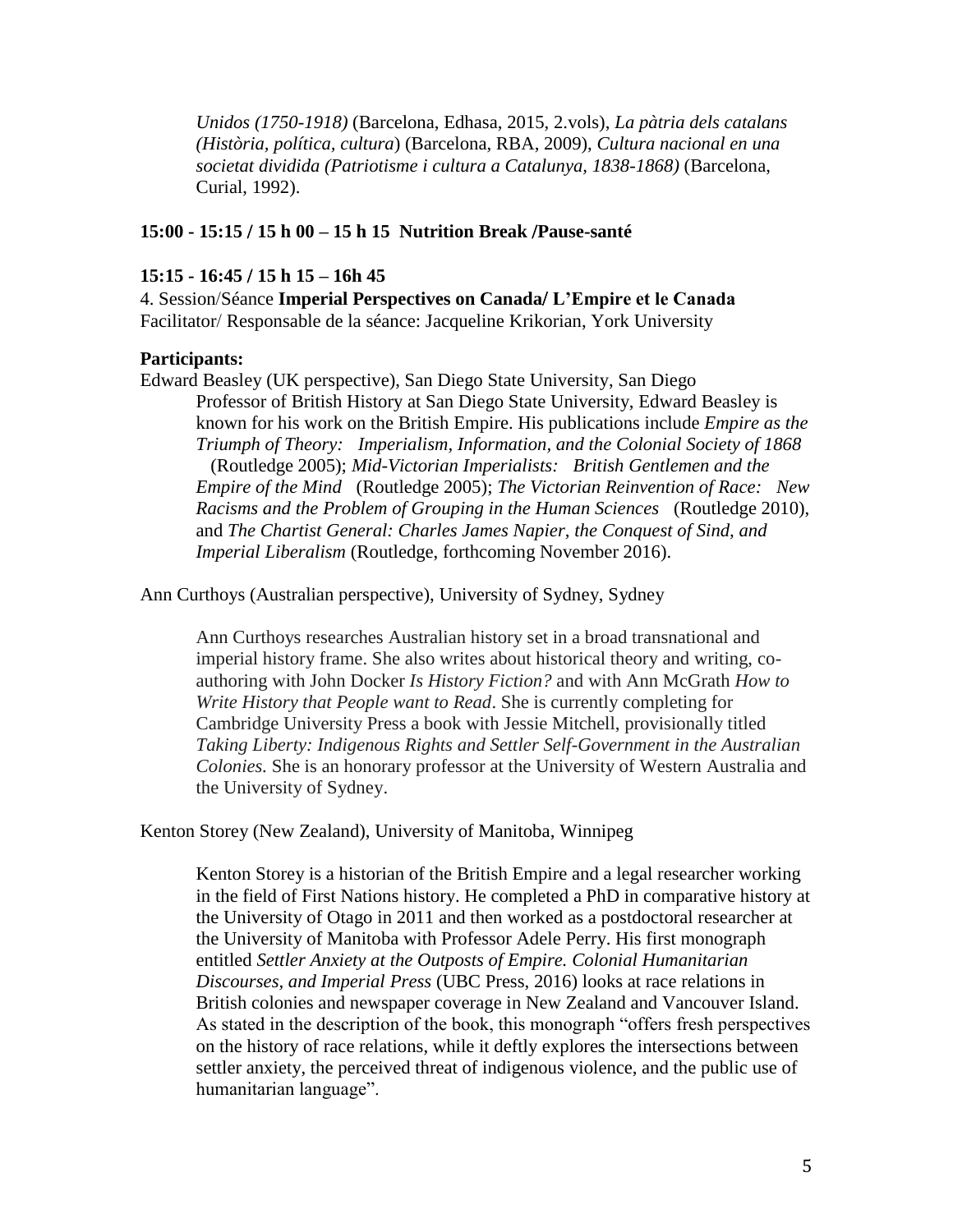*Unidos (1750-1918)* (Barcelona, Edhasa, 2015, 2.vols), *La pàtria dels catalans (Història, política, cultura*) (Barcelona, RBA, 2009), *Cultura nacional en una societat dividida (Patriotisme i cultura a Catalunya, 1838-1868)* (Barcelona, Curial, 1992).

**15:00 - 15:15 / 15 h 00 – 15 h 15 Nutrition Break /Pause-santé**

**15:15 - 16:45 / 15 h 15 – 16h 45**

4. Session/Séance **Imperial Perspectives on Canada/ L'Empire et le Canada**
Facilitator/ Responsable de la séance: Jacqueline Krikorian, York University

**Participants:**

Edward Beasley (UK perspective), San Diego State University, San Diego

> Professor of British History at San Diego State University, Edward Beasley is known for his work on the British Empire. His publications include *Empire as the Triumph of Theory: Imperialism, Information, and the Colonial Society of 1868* (Routledge 2005); *Mid-Victorian Imperialists: British Gentlemen and the Empire of the Mind* (Routledge 2005); *The Victorian Reinvention of Race: New Racisms and the Problem of Grouping in the Human Sciences* (Routledge 2010), and *The Chartist General: Charles James Napier, the Conquest of Sind, and Imperial Liberalism* (Routledge, forthcoming November 2016).

Ann Curthoys (Australian perspective), University of Sydney, Sydney

> Ann Curthoys researches Australian history set in a broad transnational and imperial history frame. She also writes about historical theory and writing, co-authoring with John Docker *Is History Fiction?* and with Ann McGrath *How to Write History that People want to Read*. She is currently completing for Cambridge University Press a book with Jessie Mitchell, provisionally titled *Taking Liberty: Indigenous Rights and Settler Self-Government in the Australian Colonies.* She is an honorary professor at the University of Western Australia and the University of Sydney.

Kenton Storey (New Zealand), University of Manitoba, Winnipeg

> Kenton Storey is a historian of the British Empire and a legal researcher working in the field of First Nations history. He completed a PhD in comparative history at the University of Otago in 2011 and then worked as a postdoctoral researcher at the University of Manitoba with Professor Adele Perry. His first monograph entitled *Settler Anxiety at the Outposts of Empire. Colonial Humanitarian Discourses, and Imperial Press* (UBC Press, 2016) looks at race relations in British colonies and newspaper coverage in New Zealand and Vancouver Island. As stated in the description of the book, this monograph "offers fresh perspectives on the history of race relations, while it deftly explores the intersections between settler anxiety, the perceived threat of indigenous violence, and the public use of humanitarian language".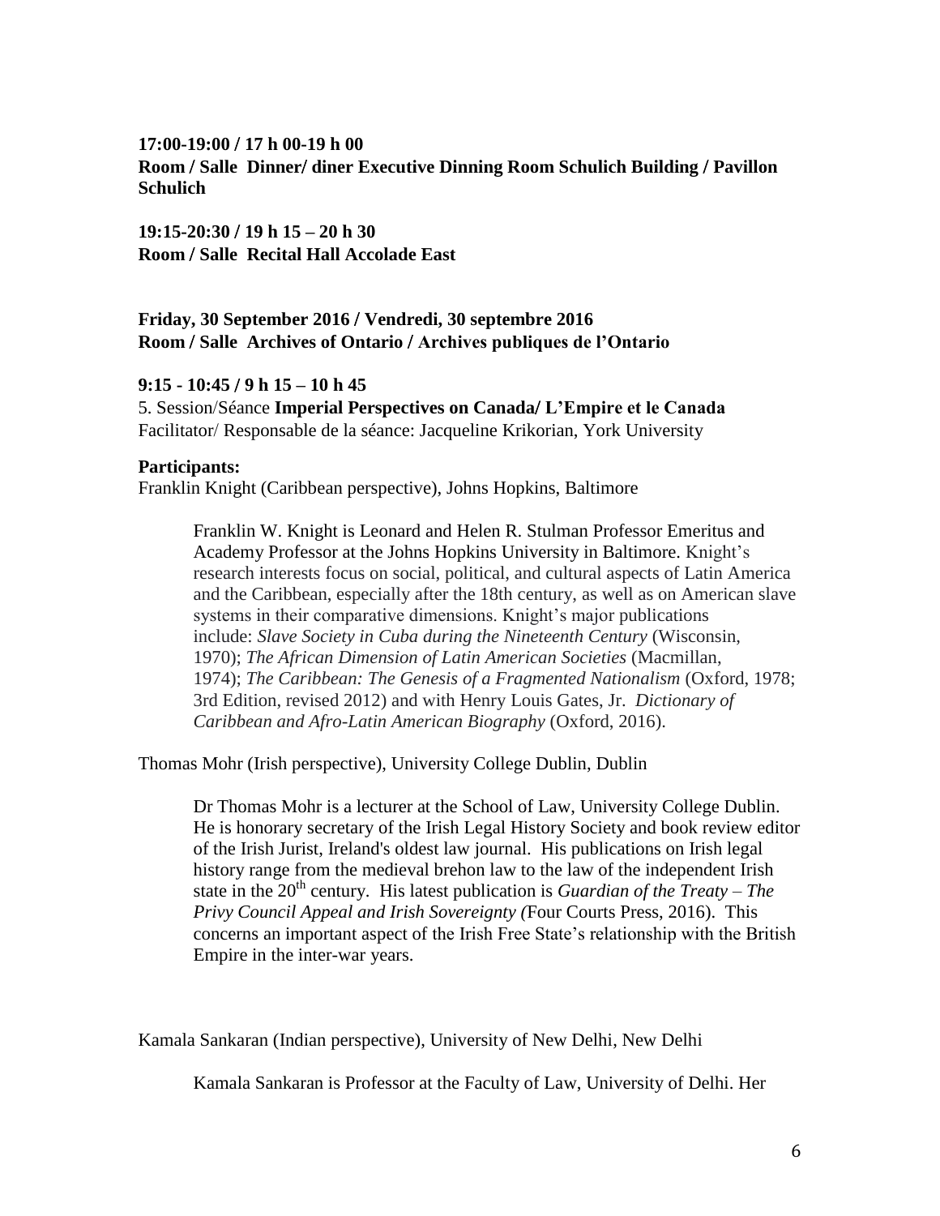**17:00-19:00 / 17 h 00-19 h 00**
**Room / Salle Dinner/ diner Executive Dinning Room Schulich Building / Pavillon Schulich**

**19:15-20:30 / 19 h 15 – 20 h 30**
**Room / Salle Recital Hall Accolade East**

**Friday, 30 September 2016 / Vendredi, 30 septembre 2016**
**Room / Salle Archives of Ontario / Archives publiques de l'Ontario**

**9:15 - 10:45 / 9 h 15 – 10 h 45**
5. Session/Séance **Imperial Perspectives on Canada/ L'Empire et le Canada**
Facilitator/ Responsable de la séance: Jacqueline Krikorian, York University

**Participants:**
Franklin Knight (Caribbean perspective), Johns Hopkins, Baltimore

> Franklin W. Knight is Leonard and Helen R. Stulman Professor Emeritus and Academy Professor at the Johns Hopkins University in Baltimore. Knight's research interests focus on social, political, and cultural aspects of Latin America and the Caribbean, especially after the 18th century, as well as on American slave systems in their comparative dimensions. Knight's major publications include: *Slave Society in Cuba during the Nineteenth Century* (Wisconsin, 1970); *The African Dimension of Latin American Societies* (Macmillan, 1974); *The Caribbean: The Genesis of a Fragmented Nationalism* (Oxford, 1978; 3rd Edition, revised 2012) and with Henry Louis Gates, Jr. *Dictionary of Caribbean and Afro-Latin American Biography* (Oxford, 2016).

Thomas Mohr (Irish perspective), University College Dublin, Dublin

> Dr Thomas Mohr is a lecturer at the School of Law, University College Dublin. He is honorary secretary of the Irish Legal History Society and book review editor of the Irish Jurist, Ireland's oldest law journal. His publications on Irish legal history range from the medieval brehon law to the law of the independent Irish state in the 20th century. His latest publication is *Guardian of the Treaty – The Privy Council Appeal and Irish Sovereignty (*Four Courts Press, 2016). This concerns an important aspect of the Irish Free State's relationship with the British Empire in the inter-war years.

Kamala Sankaran (Indian perspective), University of New Delhi, New Delhi

> Kamala Sankaran is Professor at the Faculty of Law, University of Delhi. Her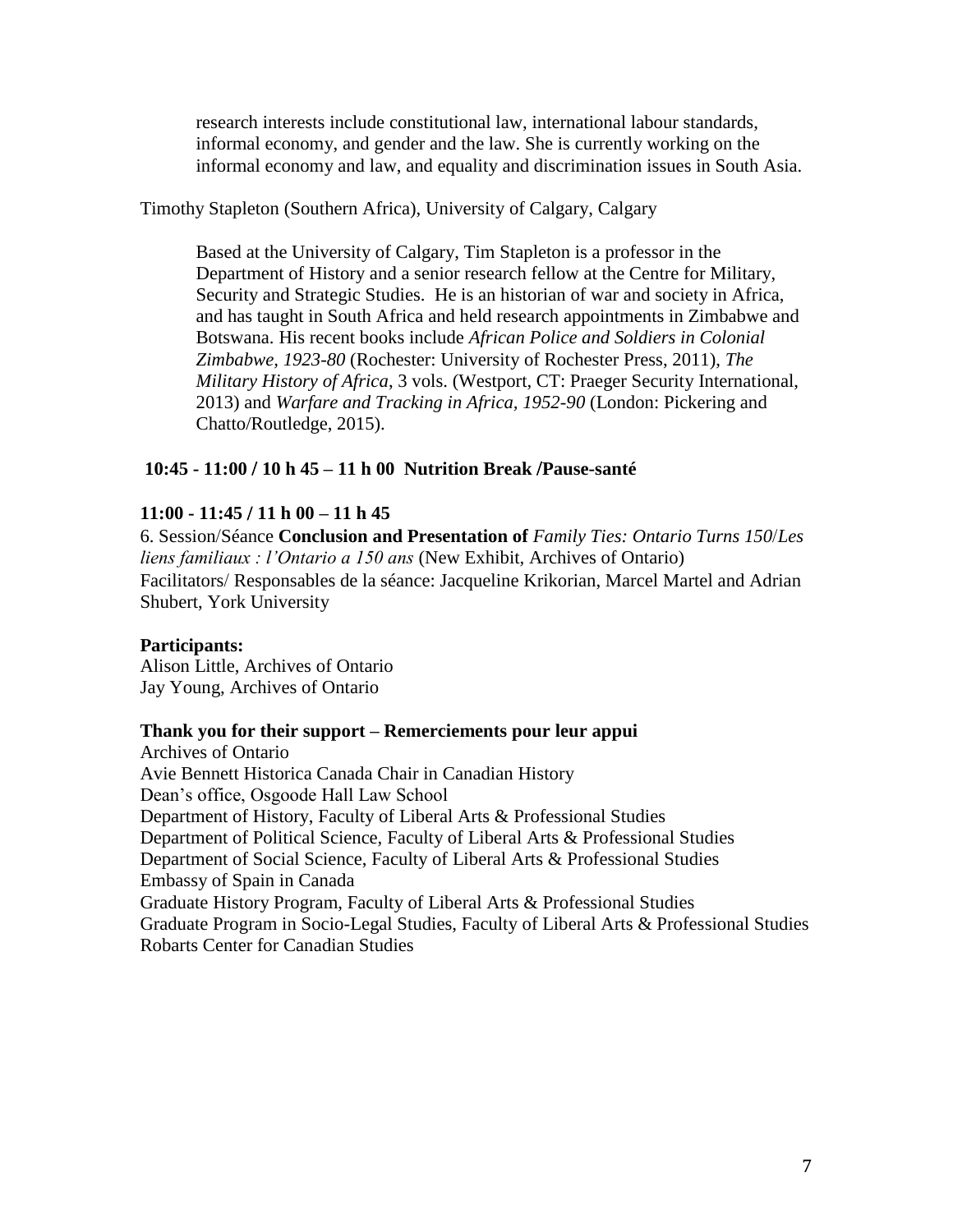research interests include constitutional law, international labour standards, informal economy, and gender and the law. She is currently working on the informal economy and law, and equality and discrimination issues in South Asia.

Timothy Stapleton (Southern Africa), University of Calgary, Calgary

Based at the University of Calgary, Tim Stapleton is a professor in the Department of History and a senior research fellow at the Centre for Military, Security and Strategic Studies. He is an historian of war and society in Africa, and has taught in South Africa and held research appointments in Zimbabwe and Botswana. His recent books include *African Police and Soldiers in Colonial Zimbabwe, 1923-80* (Rochester: University of Rochester Press, 2011), *The Military History of Africa*, 3 vols. (Westport, CT: Praeger Security International, 2013) and *Warfare and Tracking in Africa, 1952-90* (London: Pickering and Chatto/Routledge, 2015).

**10:45 - 11:00 / 10 h 45 – 11 h 00 Nutrition Break /Pause-santé**

**11:00 - 11:45 / 11 h 00 – 11 h 45**

6. Session/Séance **Conclusion and Presentation of** *Family Ties: Ontario Turns 150*/*Les liens familiaux : l'Ontario a 150 ans* (New Exhibit, Archives of Ontario)
Facilitators/ Responsables de la séance: Jacqueline Krikorian, Marcel Martel and Adrian Shubert, York University

**Participants:**
Alison Little, Archives of Ontario
Jay Young, Archives of Ontario

**Thank you for their support – Remerciements pour leur appui**
Archives of Ontario
Avie Bennett Historica Canada Chair in Canadian History
Dean's office, Osgoode Hall Law School
Department of History, Faculty of Liberal Arts & Professional Studies
Department of Political Science, Faculty of Liberal Arts & Professional Studies
Department of Social Science, Faculty of Liberal Arts & Professional Studies
Embassy of Spain in Canada
Graduate History Program, Faculty of Liberal Arts & Professional Studies
Graduate Program in Socio-Legal Studies, Faculty of Liberal Arts & Professional Studies
Robarts Center for Canadian Studies